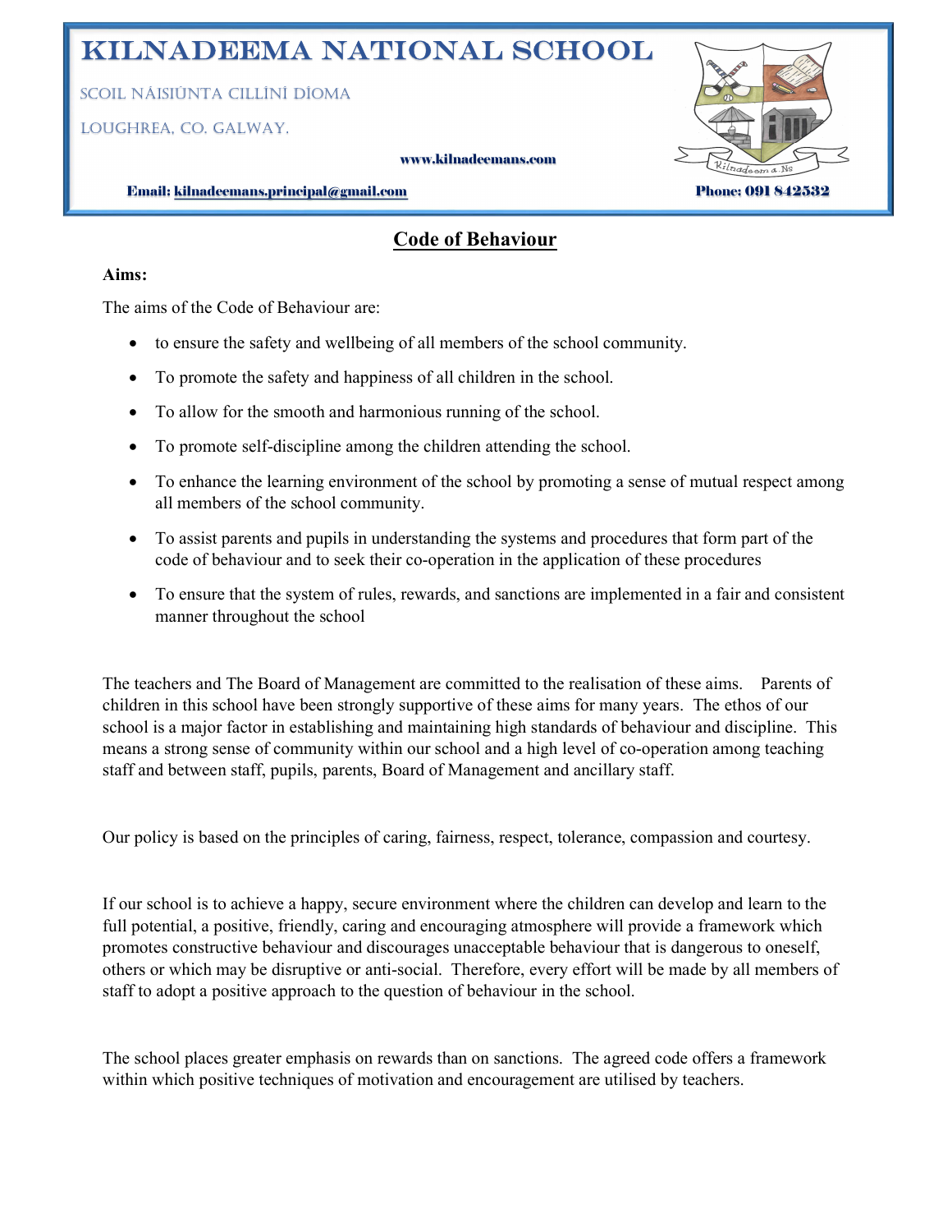# Kilnadeema National School

Scoil Náisiúnta Cillíní Díoma

Loughrea, Co. Galway.

www.kilnadeemans.com

Email: kilnadeemans.principal@gmail.com

Phone: 091 842532

## Code of Behaviour

**Aims:**

The aims of the Code of Behaviour are:

- to ensure the safety and wellbeing of all members of the school community.
- To promote the safety and happiness of all children in the school.
- To allow for the smooth and harmonious running of the school.
- To promote self-discipline among the children attending the school.
- To enhance the learning environment of the school by promoting a sense of mutual respect among all members of the school community.
- To assist parents and pupils in understanding the systems and procedures that form part of the code of behaviour and to seek their co-operation in the application of these procedures
- To ensure that the system of rules, rewards, and sanctions are implemented in a fair and consistent manner throughout the school

The teachers and The Board of Management are committed to the realisation of these aims. Parents of children in this school have been strongly supportive of these aims for many years. The ethos of our school is a major factor in establishing and maintaining high standards of behaviour and discipline. This means a strong sense of community within our school and a high level of co-operation among teaching staff and between staff, pupils, parents, Board of Management and ancillary staff.

Our policy is based on the principles of caring, fairness, respect, tolerance, compassion and courtesy.

If our school is to achieve a happy, secure environment where the children can develop and learn to the full potential, a positive, friendly, caring and encouraging atmosphere will provide a framework which promotes constructive behaviour and discourages unacceptable behaviour that is dangerous to oneself, others or which may be disruptive or anti-social. Therefore, every effort will be made by all members of staff to adopt a positive approach to the question of behaviour in the school.

The school places greater emphasis on rewards than on sanctions. The agreed code offers a framework within which positive techniques of motivation and encouragement are utilised by teachers.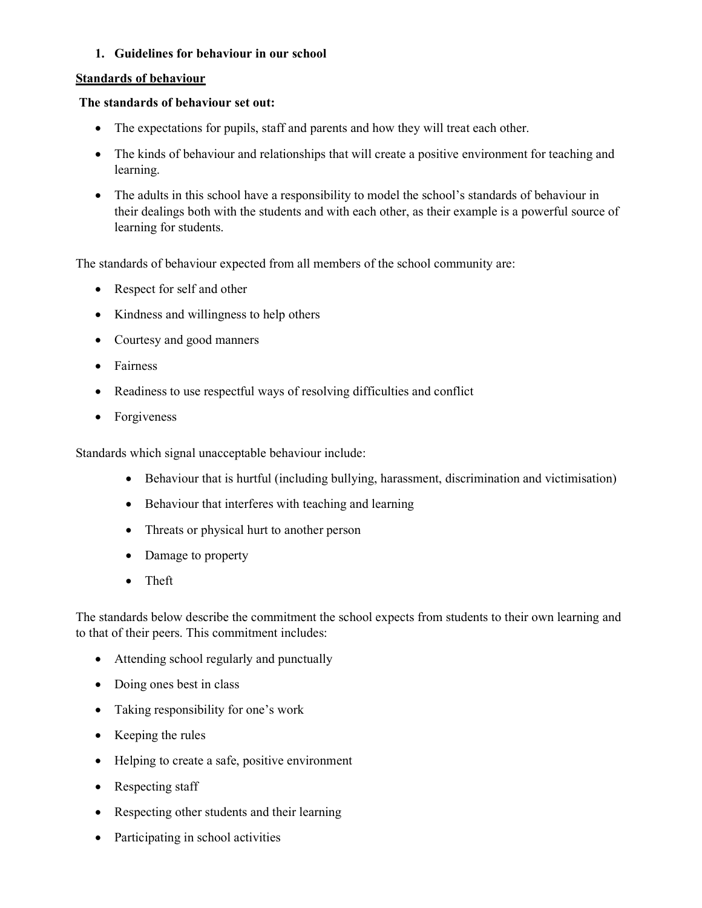1. **Guidelines for behaviour in our school**

**Standards of behaviour**

**The standards of behaviour set out:**

- The expectations for pupils, staff and parents and how they will treat each other.
- The kinds of behaviour and relationships that will create a positive environment for teaching and learning.
- The adults in this school have a responsibility to model the school's standards of behaviour in their dealings both with the students and with each other, as their example is a powerful source of learning for students.

The standards of behaviour expected from all members of the school community are:

- Respect for self and other
- Kindness and willingness to help others
- Courtesy and good manners
- Fairness
- Readiness to use respectful ways of resolving difficulties and conflict
- Forgiveness

Standards which signal unacceptable behaviour include:

- Behaviour that is hurtful (including bullying, harassment, discrimination and victimisation)
- Behaviour that interferes with teaching and learning
- Threats or physical hurt to another person
- Damage to property
- Theft

The standards below describe the commitment the school expects from students to their own learning and to that of their peers. This commitment includes:

- Attending school regularly and punctually
- Doing ones best in class
- Taking responsibility for one's work
- Keeping the rules
- Helping to create a safe, positive environment
- Respecting staff
- Respecting other students and their learning
- Participating in school activities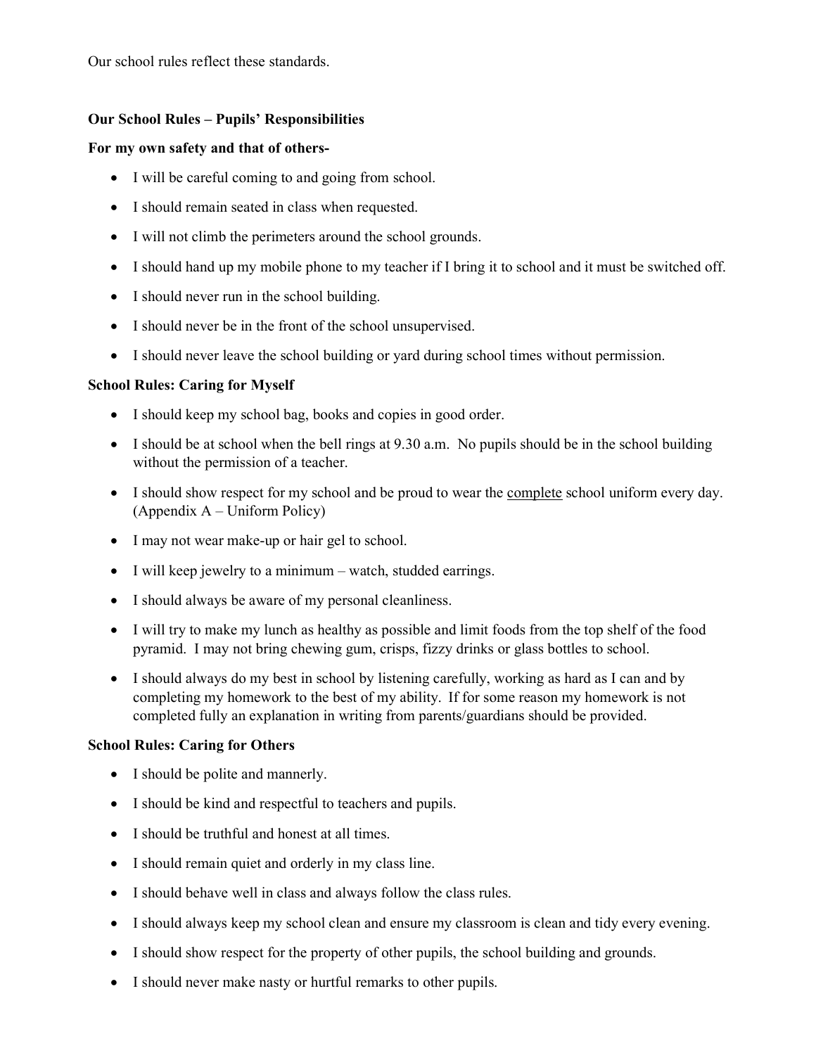Our school rules reflect these standards.

**Our School Rules – Pupils' Responsibilities**

**For my own safety and that of others-**

- I will be careful coming to and going from school.
- I should remain seated in class when requested.
- I will not climb the perimeters around the school grounds.
- I should hand up my mobile phone to my teacher if I bring it to school and it must be switched off.
- I should never run in the school building.
- I should never be in the front of the school unsupervised.
- I should never leave the school building or yard during school times without permission.

**School Rules: Caring for Myself**

- I should keep my school bag, books and copies in good order.
- I should be at school when the bell rings at 9.30 a.m. No pupils should be in the school building without the permission of a teacher.
- I should show respect for my school and be proud to wear the <u>complete</u> school uniform every day. (Appendix A – Uniform Policy)
- I may not wear make-up or hair gel to school.
- I will keep jewelry to a minimum – watch, studded earrings.
- I should always be aware of my personal cleanliness.
- I will try to make my lunch as healthy as possible and limit foods from the top shelf of the food pyramid. I may not bring chewing gum, crisps, fizzy drinks or glass bottles to school.
- I should always do my best in school by listening carefully, working as hard as I can and by completing my homework to the best of my ability. If for some reason my homework is not completed fully an explanation in writing from parents/guardians should be provided.

**School Rules: Caring for Others**

- I should be polite and mannerly.
- I should be kind and respectful to teachers and pupils.
- I should be truthful and honest at all times.
- I should remain quiet and orderly in my class line.
- I should behave well in class and always follow the class rules.
- I should always keep my school clean and ensure my classroom is clean and tidy every evening.
- I should show respect for the property of other pupils, the school building and grounds.
- I should never make nasty or hurtful remarks to other pupils.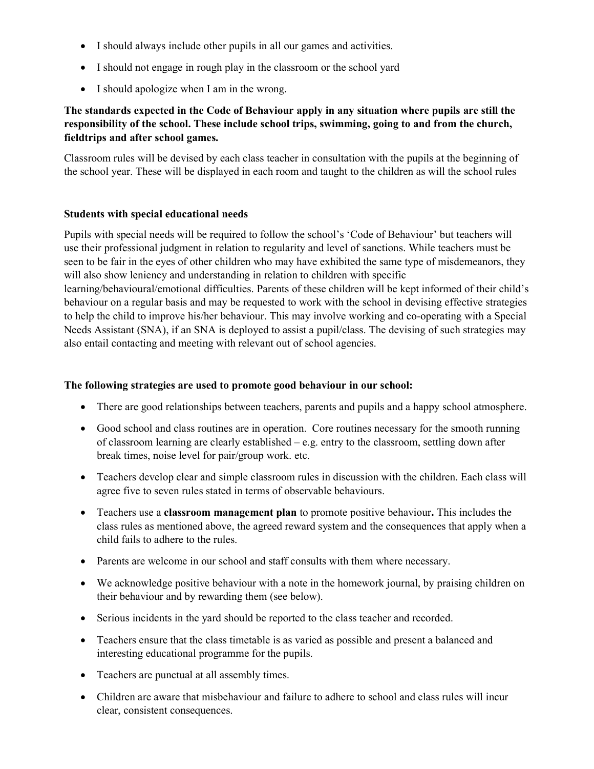- I should always include other pupils in all our games and activities.
- I should not engage in rough play in the classroom or the school yard
- I should apologize when I am in the wrong.

**The standards expected in the Code of Behaviour apply in any situation where pupils are still the responsibility of the school. These include school trips, swimming, going to and from the church, fieldtrips and after school games.**

Classroom rules will be devised by each class teacher in consultation with the pupils at the beginning of the school year. These will be displayed in each room and taught to the children as will the school rules

**Students with special educational needs**

Pupils with special needs will be required to follow the school's 'Code of Behaviour' but teachers will use their professional judgment in relation to regularity and level of sanctions. While teachers must be seen to be fair in the eyes of other children who may have exhibited the same type of misdemeanors, they will also show leniency and understanding in relation to children with specific learning/behavioural/emotional difficulties. Parents of these children will be kept informed of their child's behaviour on a regular basis and may be requested to work with the school in devising effective strategies to help the child to improve his/her behaviour. This may involve working and co-operating with a Special Needs Assistant (SNA), if an SNA is deployed to assist a pupil/class. The devising of such strategies may also entail contacting and meeting with relevant out of school agencies.

**The following strategies are used to promote good behaviour in our school:**

- There are good relationships between teachers, parents and pupils and a happy school atmosphere.
- Good school and class routines are in operation. Core routines necessary for the smooth running of classroom learning are clearly established – e.g. entry to the classroom, settling down after break times, noise level for pair/group work. etc.
- Teachers develop clear and simple classroom rules in discussion with the children. Each class will agree five to seven rules stated in terms of observable behaviours.
- Teachers use a **classroom management plan** to promote positive behaviour**.** This includes the class rules as mentioned above, the agreed reward system and the consequences that apply when a child fails to adhere to the rules.
- Parents are welcome in our school and staff consults with them where necessary.
- We acknowledge positive behaviour with a note in the homework journal, by praising children on their behaviour and by rewarding them (see below).
- Serious incidents in the yard should be reported to the class teacher and recorded.
- Teachers ensure that the class timetable is as varied as possible and present a balanced and interesting educational programme for the pupils.
- Teachers are punctual at all assembly times.
- Children are aware that misbehaviour and failure to adhere to school and class rules will incur clear, consistent consequences.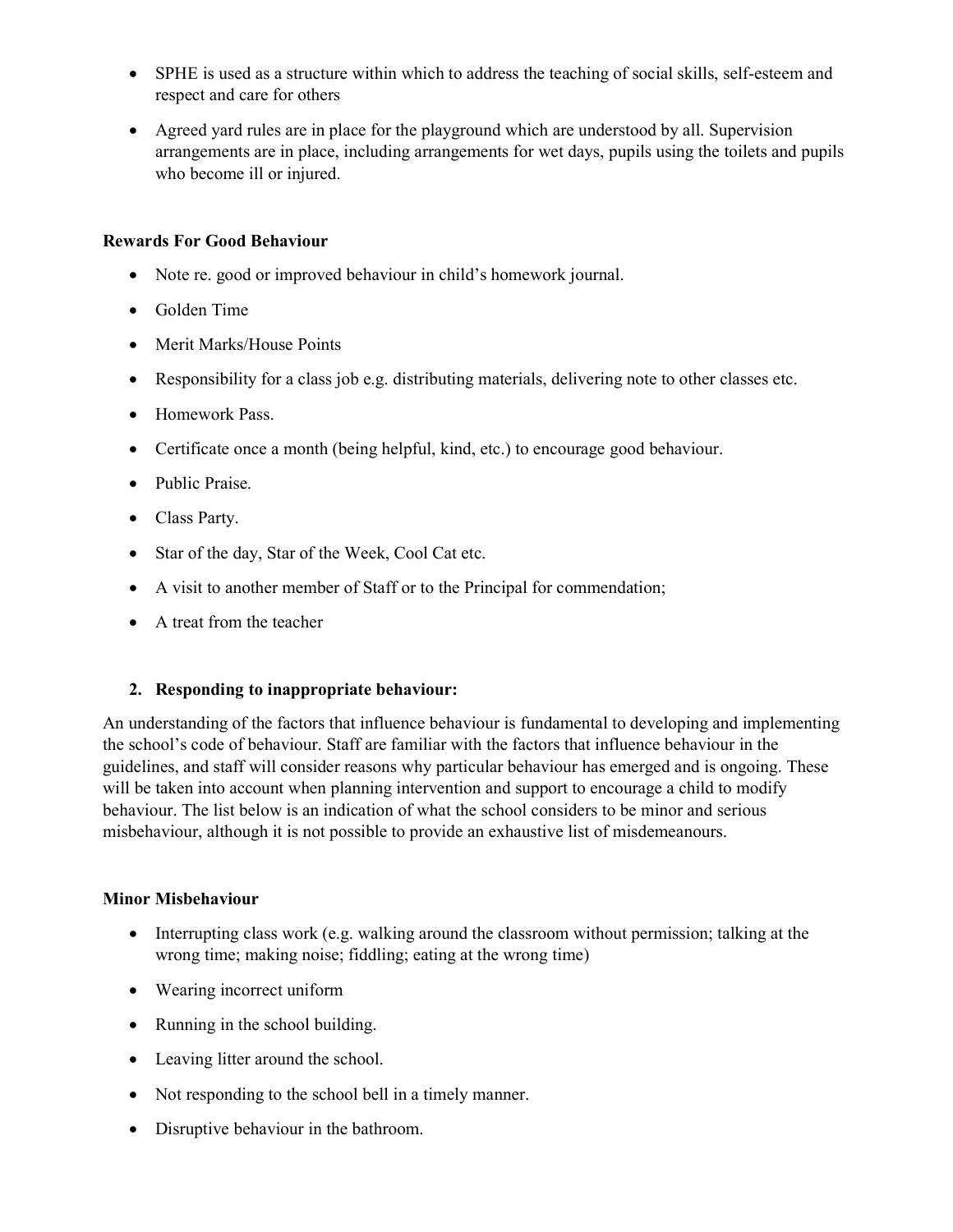- SPHE is used as a structure within which to address the teaching of social skills, self-esteem and respect and care for others
- Agreed yard rules are in place for the playground which are understood by all. Supervision arrangements are in place, including arrangements for wet days, pupils using the toilets and pupils who become ill or injured.

**Rewards For Good Behaviour**

- Note re. good or improved behaviour in child's homework journal.
- Golden Time
- Merit Marks/House Points
- Responsibility for a class job e.g. distributing materials, delivering note to other classes etc.
- Homework Pass.
- Certificate once a month (being helpful, kind, etc.) to encourage good behaviour.
- Public Praise.
- Class Party.
- Star of the day, Star of the Week, Cool Cat etc.
- A visit to another member of Staff or to the Principal for commendation;
- A treat from the teacher

2. **Responding to inappropriate behaviour:**

An understanding of the factors that influence behaviour is fundamental to developing and implementing the school's code of behaviour. Staff are familiar with the factors that influence behaviour in the guidelines, and staff will consider reasons why particular behaviour has emerged and is ongoing. These will be taken into account when planning intervention and support to encourage a child to modify behaviour. The list below is an indication of what the school considers to be minor and serious misbehaviour, although it is not possible to provide an exhaustive list of misdemeanours.

**Minor Misbehaviour**

- Interrupting class work (e.g. walking around the classroom without permission; talking at the wrong time; making noise; fiddling; eating at the wrong time)
- Wearing incorrect uniform
- Running in the school building.
- Leaving litter around the school.
- Not responding to the school bell in a timely manner.
- Disruptive behaviour in the bathroom.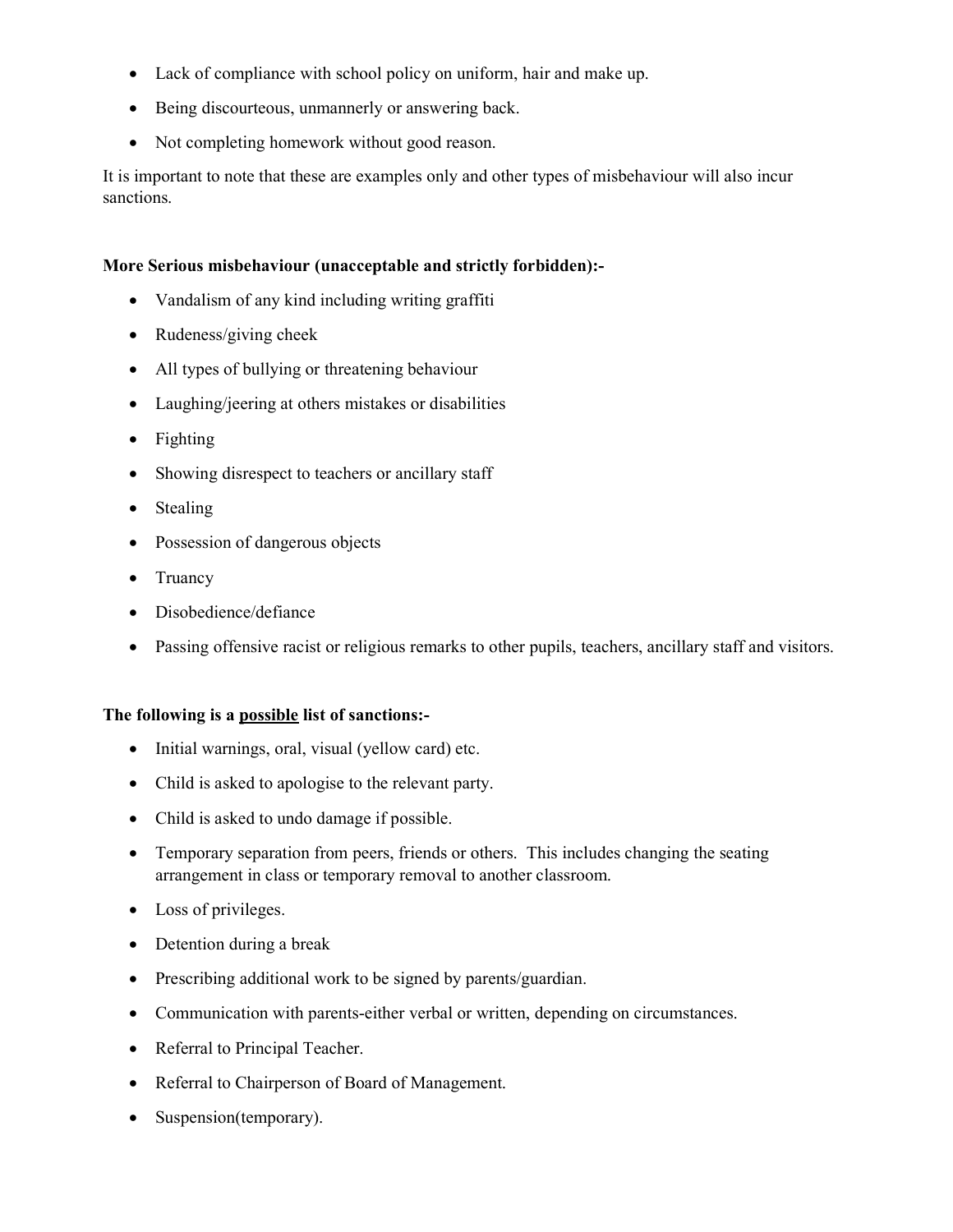- Lack of compliance with school policy on uniform, hair and make up.
- Being discourteous, unmannerly or answering back.
- Not completing homework without good reason.

It is important to note that these are examples only and other types of misbehaviour will also incur sanctions.

**More Serious misbehaviour (unacceptable and strictly forbidden):-**

- Vandalism of any kind including writing graffiti
- Rudeness/giving cheek
- All types of bullying or threatening behaviour
- Laughing/jeering at others mistakes or disabilities
- Fighting
- Showing disrespect to teachers or ancillary staff
- Stealing
- Possession of dangerous objects
- Truancy
- Disobedience/defiance
- Passing offensive racist or religious remarks to other pupils, teachers, ancillary staff and visitors.

**The following is a <u>possible</u> list of sanctions:-**

- Initial warnings, oral, visual (yellow card) etc.
- Child is asked to apologise to the relevant party.
- Child is asked to undo damage if possible.
- Temporary separation from peers, friends or others. This includes changing the seating arrangement in class or temporary removal to another classroom.
- Loss of privileges.
- Detention during a break
- Prescribing additional work to be signed by parents/guardian.
- Communication with parents-either verbal or written, depending on circumstances.
- Referral to Principal Teacher.
- Referral to Chairperson of Board of Management.
- Suspension(temporary).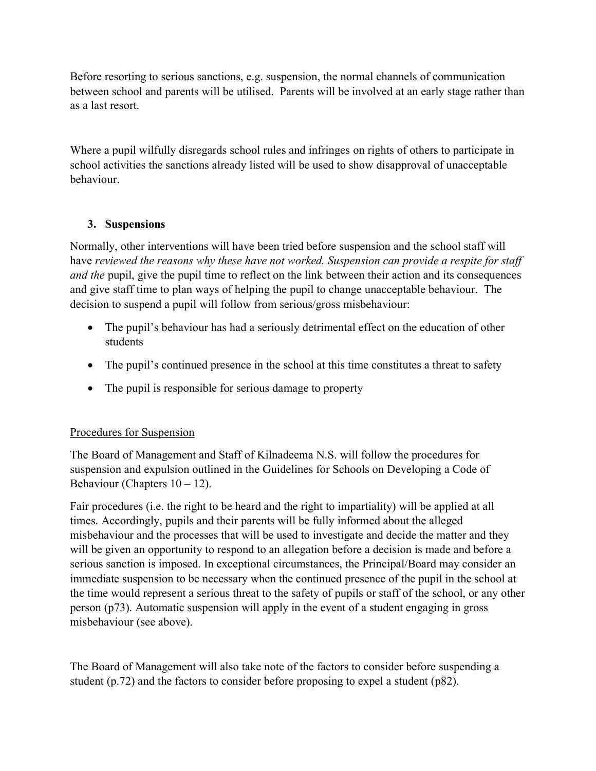Before resorting to serious sanctions, e.g. suspension, the normal channels of communication between school and parents will be utilised. Parents will be involved at an early stage rather than as a last resort.

Where a pupil wilfully disregards school rules and infringes on rights of others to participate in school activities the sanctions already listed will be used to show disapproval of unacceptable behaviour.

### 3. Suspensions

Normally, other interventions will have been tried before suspension and the school staff will have *reviewed the reasons why these have not worked. Suspension can provide a respite for staff and the* pupil, give the pupil time to reflect on the link between their action and its consequences and give staff time to plan ways of helping the pupil to change unacceptable behaviour. The decision to suspend a pupil will follow from serious/gross misbehaviour:

- The pupil's behaviour has had a seriously detrimental effect on the education of other students
- The pupil's continued presence in the school at this time constitutes a threat to safety
- The pupil is responsible for serious damage to property

<u>Procedures for Suspension</u>

The Board of Management and Staff of Kilnadeema N.S. will follow the procedures for suspension and expulsion outlined in the Guidelines for Schools on Developing a Code of Behaviour (Chapters 10 – 12).

Fair procedures (i.e. the right to be heard and the right to impartiality) will be applied at all times. Accordingly, pupils and their parents will be fully informed about the alleged misbehaviour and the processes that will be used to investigate and decide the matter and they will be given an opportunity to respond to an allegation before a decision is made and before a serious sanction is imposed. In exceptional circumstances, the Principal/Board may consider an immediate suspension to be necessary when the continued presence of the pupil in the school at the time would represent a serious threat to the safety of pupils or staff of the school, or any other person (p73). Automatic suspension will apply in the event of a student engaging in gross misbehaviour (see above).

The Board of Management will also take note of the factors to consider before suspending a student (p.72) and the factors to consider before proposing to expel a student (p82).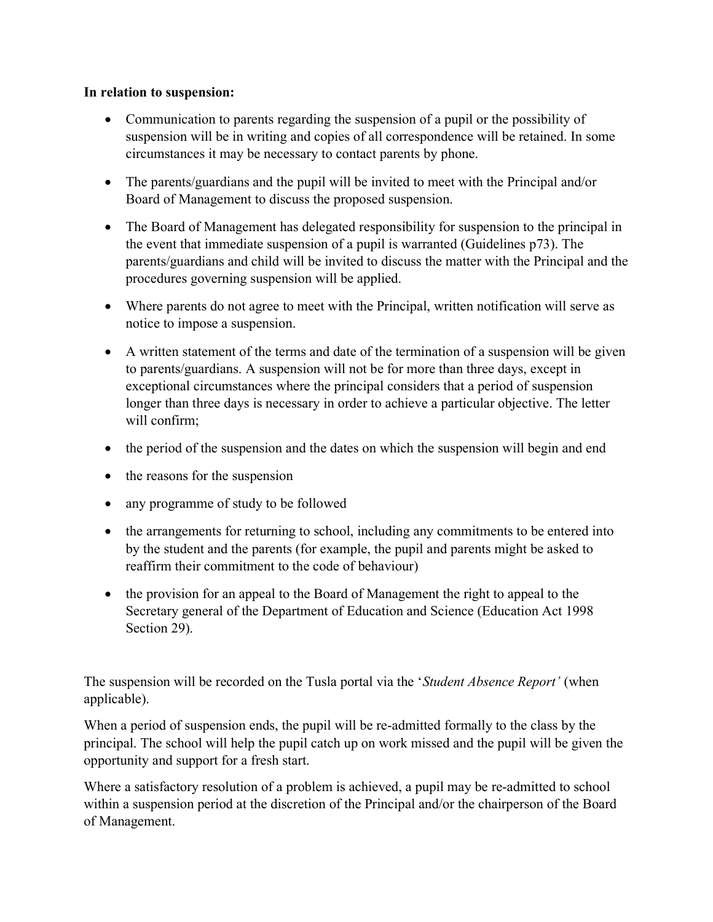**In relation to suspension:**

- Communication to parents regarding the suspension of a pupil or the possibility of suspension will be in writing and copies of all correspondence will be retained. In some circumstances it may be necessary to contact parents by phone.
- The parents/guardians and the pupil will be invited to meet with the Principal and/or Board of Management to discuss the proposed suspension.
- The Board of Management has delegated responsibility for suspension to the principal in the event that immediate suspension of a pupil is warranted (Guidelines p73). The parents/guardians and child will be invited to discuss the matter with the Principal and the procedures governing suspension will be applied.
- Where parents do not agree to meet with the Principal, written notification will serve as notice to impose a suspension.
- A written statement of the terms and date of the termination of a suspension will be given to parents/guardians. A suspension will not be for more than three days, except in exceptional circumstances where the principal considers that a period of suspension longer than three days is necessary in order to achieve a particular objective. The letter will confirm;
- the period of the suspension and the dates on which the suspension will begin and end
- the reasons for the suspension
- any programme of study to be followed
- the arrangements for returning to school, including any commitments to be entered into by the student and the parents (for example, the pupil and parents might be asked to reaffirm their commitment to the code of behaviour)
- the provision for an appeal to the Board of Management the right to appeal to the Secretary general of the Department of Education and Science (Education Act 1998 Section 29).

The suspension will be recorded on the Tusla portal via the '*Student Absence Report'* (when applicable).

When a period of suspension ends, the pupil will be re-admitted formally to the class by the principal. The school will help the pupil catch up on work missed and the pupil will be given the opportunity and support for a fresh start.

Where a satisfactory resolution of a problem is achieved, a pupil may be re-admitted to school within a suspension period at the discretion of the Principal and/or the chairperson of the Board of Management.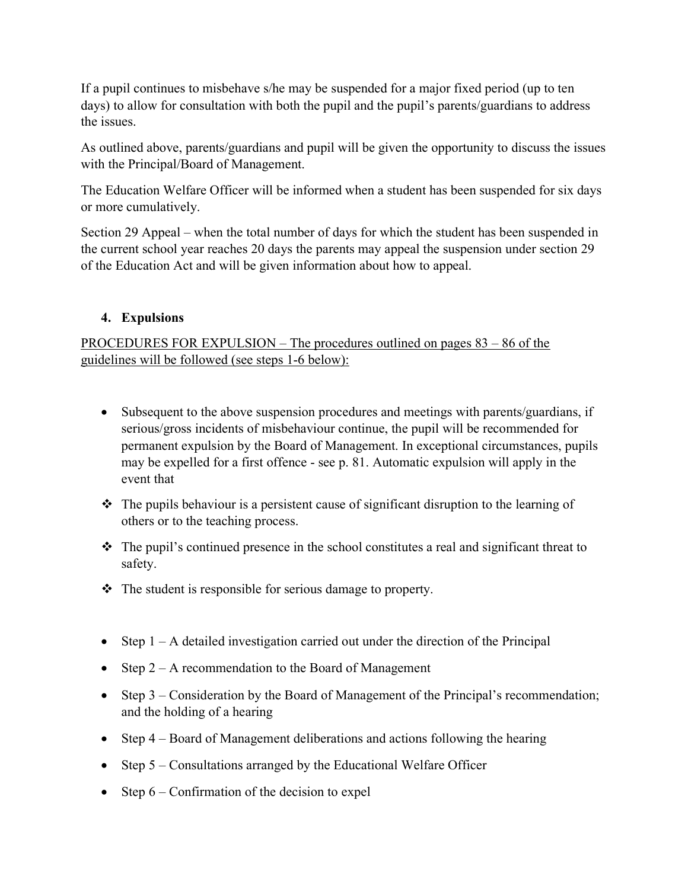If a pupil continues to misbehave s/he may be suspended for a major fixed period (up to ten days) to allow for consultation with both the pupil and the pupil's parents/guardians to address the issues.

As outlined above, parents/guardians and pupil will be given the opportunity to discuss the issues with the Principal/Board of Management.

The Education Welfare Officer will be informed when a student has been suspended for six days or more cumulatively.

Section 29 Appeal – when the total number of days for which the student has been suspended in the current school year reaches 20 days the parents may appeal the suspension under section 29 of the Education Act and will be given information about how to appeal.

## 4. Expulsions

<u>PROCEDURES FOR EXPULSION – The procedures outlined on pages 83 – 86 of the guidelines will be followed (see steps 1-6 below):</u>

- Subsequent to the above suspension procedures and meetings with parents/guardians, if serious/gross incidents of misbehaviour continue, the pupil will be recommended for permanent expulsion by the Board of Management. In exceptional circumstances, pupils may be expelled for a first offence - see p. 81. Automatic expulsion will apply in the event that

- ❖ The pupils behaviour is a persistent cause of significant disruption to the learning of others or to the teaching process.
- ❖ The pupil's continued presence in the school constitutes a real and significant threat to safety.
- ❖ The student is responsible for serious damage to property.

- Step 1 – A detailed investigation carried out under the direction of the Principal
- Step 2 – A recommendation to the Board of Management
- Step 3 – Consideration by the Board of Management of the Principal's recommendation; and the holding of a hearing
- Step 4 – Board of Management deliberations and actions following the hearing
- Step 5 – Consultations arranged by the Educational Welfare Officer
- Step 6 – Confirmation of the decision to expel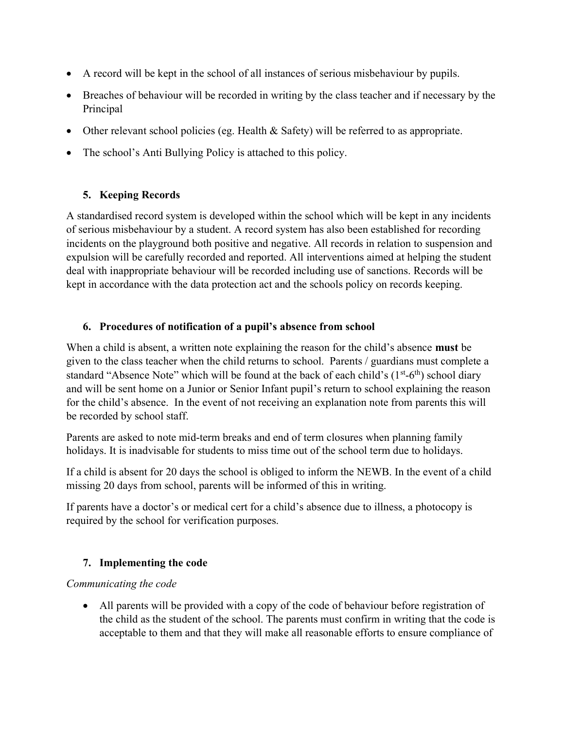- A record will be kept in the school of all instances of serious misbehaviour by pupils.
- Breaches of behaviour will be recorded in writing by the class teacher and if necessary by the Principal
- Other relevant school policies (eg. Health & Safety) will be referred to as appropriate.
- The school's Anti Bullying Policy is attached to this policy.

### 5. Keeping Records

A standardised record system is developed within the school which will be kept in any incidents of serious misbehaviour by a student. A record system has also been established for recording incidents on the playground both positive and negative. All records in relation to suspension and expulsion will be carefully recorded and reported. All interventions aimed at helping the student deal with inappropriate behaviour will be recorded including use of sanctions. Records will be kept in accordance with the data protection act and the schools policy on records keeping.

### 6. Procedures of notification of a pupil's absence from school

When a child is absent, a written note explaining the reason for the child's absence **must** be given to the class teacher when the child returns to school. Parents / guardians must complete a standard "Absence Note" which will be found at the back of each child's (1st-6th) school diary and will be sent home on a Junior or Senior Infant pupil's return to school explaining the reason for the child's absence. In the event of not receiving an explanation note from parents this will be recorded by school staff.

Parents are asked to note mid-term breaks and end of term closures when planning family holidays. It is inadvisable for students to miss time out of the school term due to holidays.

If a child is absent for 20 days the school is obliged to inform the NEWB. In the event of a child missing 20 days from school, parents will be informed of this in writing.

If parents have a doctor's or medical cert for a child's absence due to illness, a photocopy is required by the school for verification purposes.

### 7. Implementing the code

*Communicating the code*

- All parents will be provided with a copy of the code of behaviour before registration of the child as the student of the school. The parents must confirm in writing that the code is acceptable to them and that they will make all reasonable efforts to ensure compliance of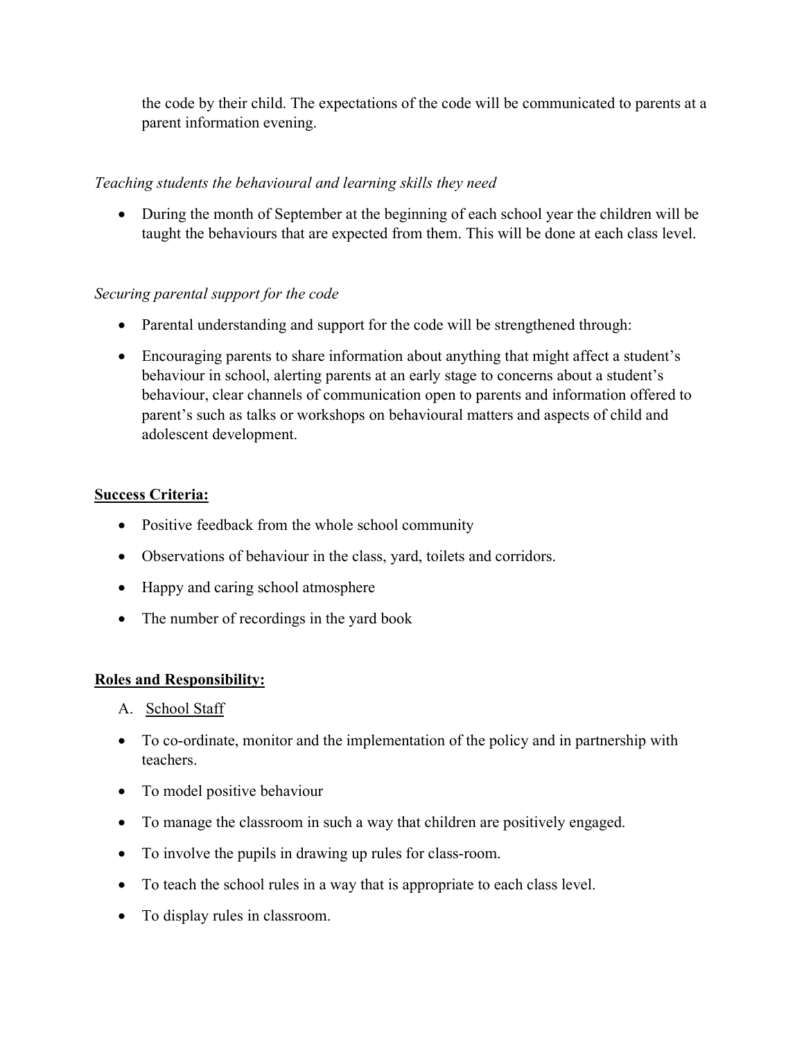the code by their child. The expectations of the code will be communicated to parents at a parent information evening.

*Teaching students the behavioural and learning skills they need*

- During the month of September at the beginning of each school year the children will be taught the behaviours that are expected from them. This will be done at each class level.

*Securing parental support for the code*

- Parental understanding and support for the code will be strengthened through:
- Encouraging parents to share information about anything that might affect a student's behaviour in school, alerting parents at an early stage to concerns about a student's behaviour, clear channels of communication open to parents and information offered to parent's such as talks or workshops on behavioural matters and aspects of child and adolescent development.

**Success Criteria:**

- Positive feedback from the whole school community
- Observations of behaviour in the class, yard, toilets and corridors.
- Happy and caring school atmosphere
- The number of recordings in the yard book

**Roles and Responsibility:**

A. School Staff

- To co-ordinate, monitor and the implementation of the policy and in partnership with teachers.
- To model positive behaviour
- To manage the classroom in such a way that children are positively engaged.
- To involve the pupils in drawing up rules for class-room.
- To teach the school rules in a way that is appropriate to each class level.
- To display rules in classroom.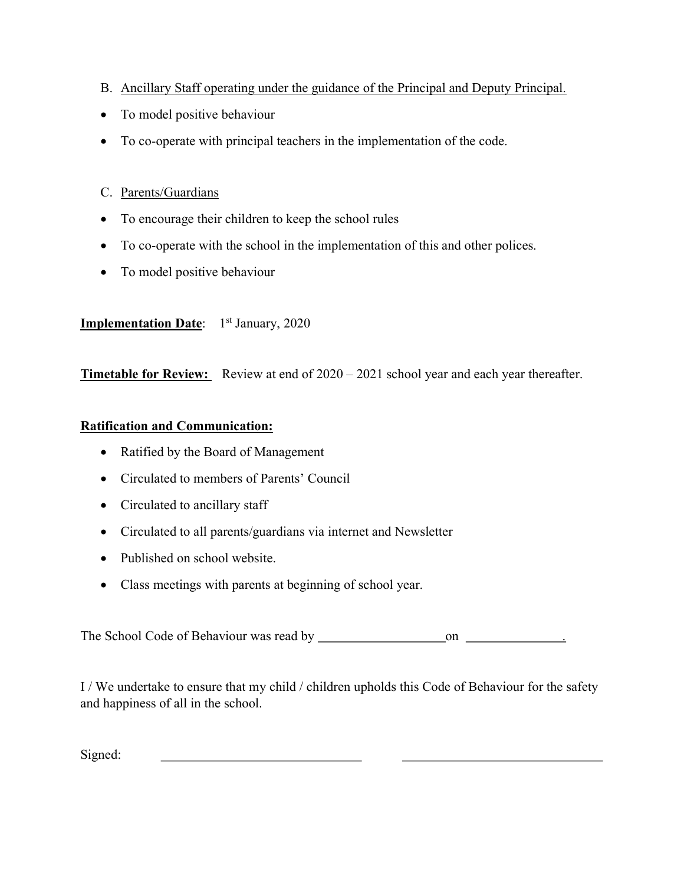B. Ancillary Staff operating under the guidance of the Principal and Deputy Principal.

- To model positive behaviour
- To co-operate with principal teachers in the implementation of the code.

C. Parents/Guardians

- To encourage their children to keep the school rules
- To co-operate with the school in the implementation of this and other polices.
- To model positive behaviour

**Implementation Date**: 1st January, 2020

**Timetable for Review:** Review at end of 2020 – 2021 school year and each year thereafter.

**Ratification and Communication:**

- Ratified by the Board of Management
- Circulated to members of Parents' Council
- Circulated to ancillary staff
- Circulated to all parents/guardians via internet and Newsletter
- Published on school website.
- Class meetings with parents at beginning of school year.

The School Code of Behaviour was read by ____________________on _______________.

I / We undertake to ensure that my child / children upholds this Code of Behaviour for the safety and happiness of all in the school.

Signed: _______________________________ _______________________________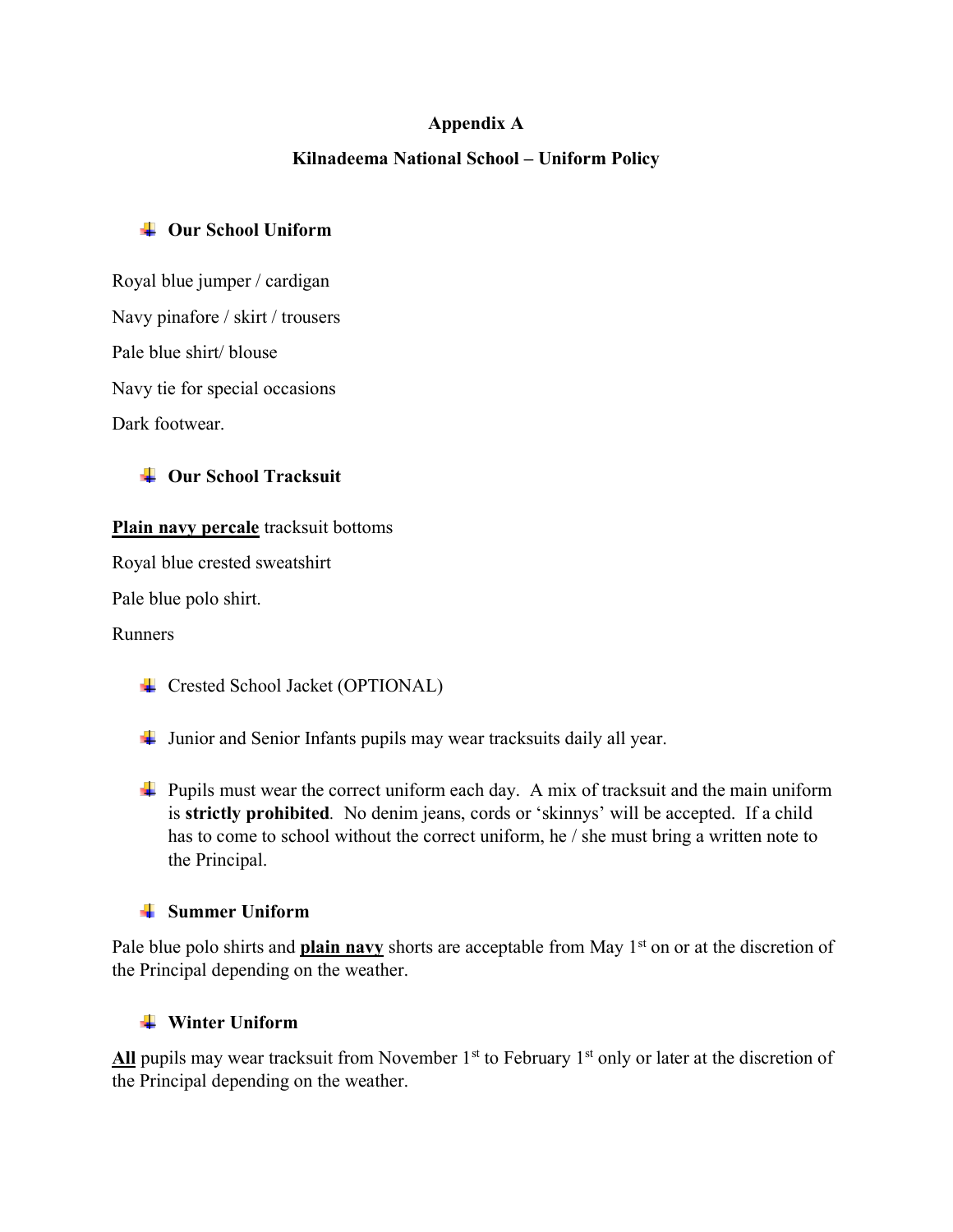# Appendix A

## Kilnadeema National School – Uniform Policy

- **Our School Uniform**

Royal blue jumper / cardigan

Navy pinafore / skirt / trousers

Pale blue shirt/ blouse

Navy tie for special occasions

Dark footwear.

- **Our School Tracksuit**

<u>**Plain navy percale**</u> tracksuit bottoms

Royal blue crested sweatshirt

Pale blue polo shirt.

Runners

- Crested School Jacket (OPTIONAL)

- Junior and Senior Infants pupils may wear tracksuits daily all year.

- Pupils must wear the correct uniform each day. A mix of tracksuit and the main uniform is **strictly prohibited**. No denim jeans, cords or 'skinnys' will be accepted. If a child has to come to school without the correct uniform, he / she must bring a written note to the Principal.

- **Summer Uniform**

Pale blue polo shirts and <u>**plain navy**</u> shorts are acceptable from May 1st on or at the discretion of the Principal depending on the weather.

- **Winter Uniform**

<u>**All**</u> pupils may wear tracksuit from November 1st to February 1st only or later at the discretion of the Principal depending on the weather.